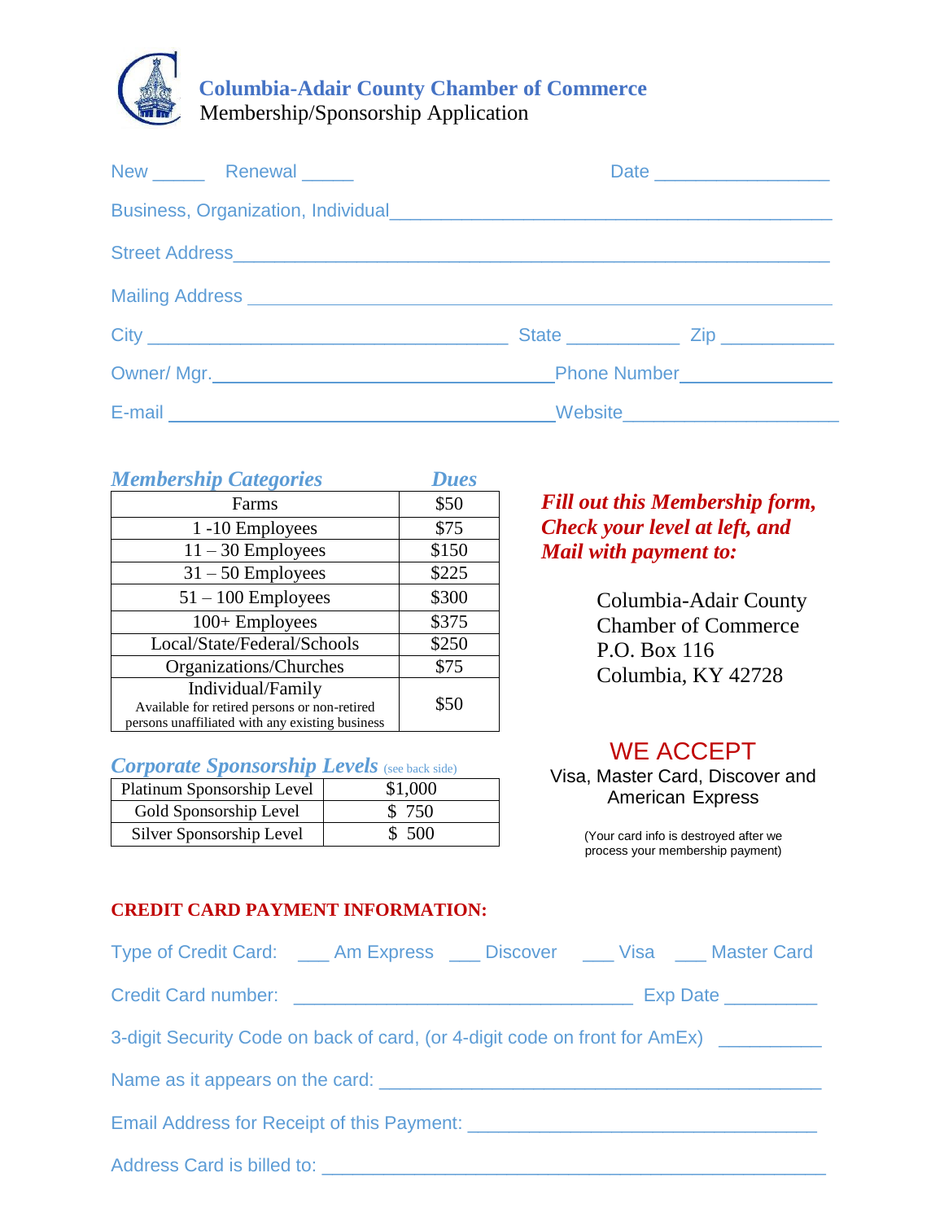# Columbia-Adair County Chamber of Commerce

Membership/Sponsorship Application

New _____ Renewal _____ Date _________________

Business, Organization, Individual___________________________________________

Street Address_______________________________________________________

Mailing Address ______________________________________________________

City _________________________________ State ___________ Zip ___________

Owner/ Mgr._______________________________Phone Number_______________

E-mail ____________________________________Website____________________

| *Membership Categories* | *Dues* |
|---|---|
| Farms | $50 |
| 1 -10 Employees | $75 |
| 11 – 30 Employees | $150 |
| 31 – 50 Employees | $225 |
| 51 – 100 Employees | $300 |
| 100+ Employees | $375 |
| Local/State/Federal/Schools | $250 |
| Organizations/Churches | $75 |
| Individual/Family<br>Available for retired persons or non-retired persons unaffiliated with any existing business | $50 |

*Corporate Sponsorship Levels* (see back side)

| Level | Amount |
|---|---|
| Platinum Sponsorship Level | $1,000 |
| Gold Sponsorship Level | $ 750 |
| Silver Sponsorship Level | $ 500 |

***Fill out this Membership form, Check your level at left, and Mail with payment to:***

Columbia-Adair County
Chamber of Commerce
P.O. Box 116
Columbia, KY 42728

WE ACCEPT

Visa, Master Card, Discover and American Express

(Your card info is destroyed after we process your membership payment)

**CREDIT CARD PAYMENT INFORMATION:**

Type of Credit Card: ___ Am Express ___ Discover ___ Visa ___ Master Card

Credit Card number: _________________________________ Exp Date _________

3-digit Security Code on back of card, (or 4-digit code on front for AmEx) __________

Name as it appears on the card: ___________________________________________

Email Address for Receipt of this Payment: __________________________________

Address Card is billed to: _________________________________________________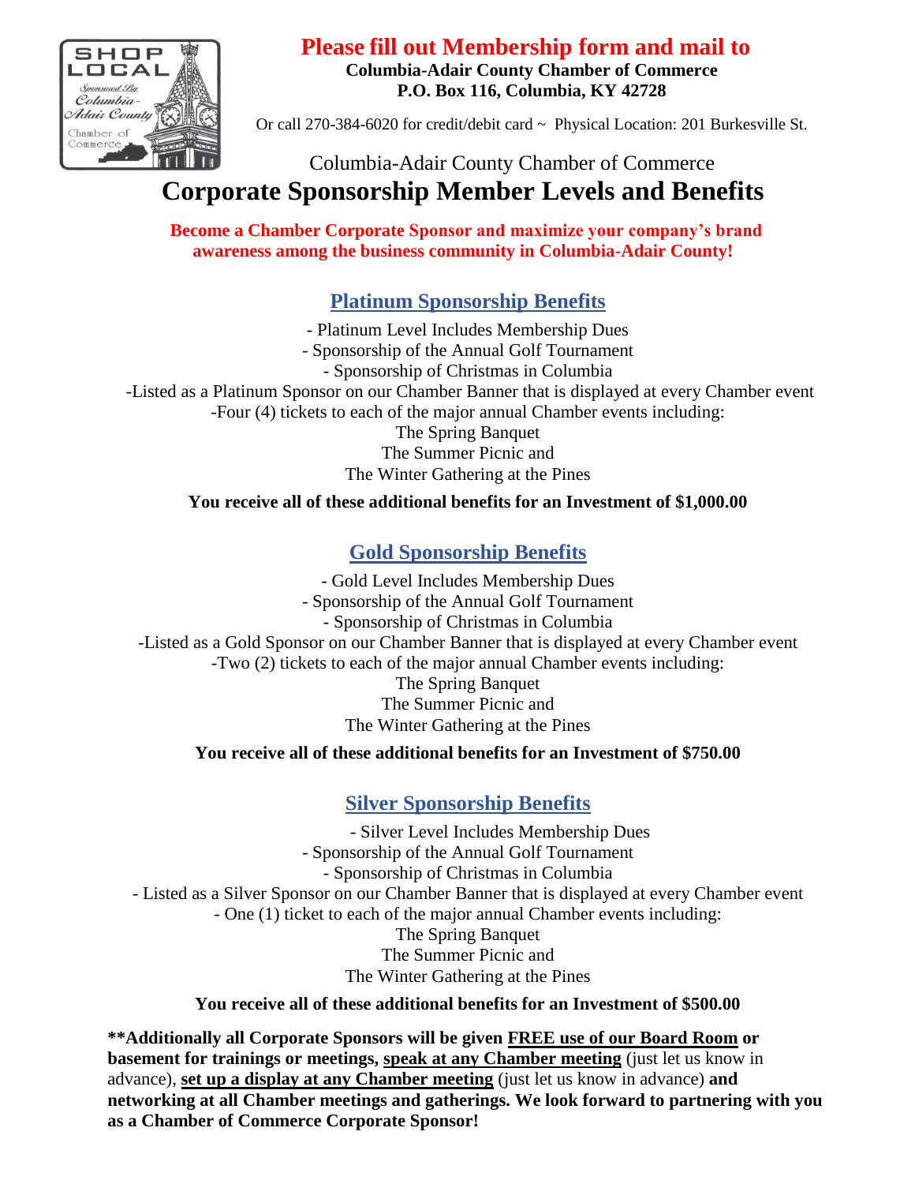**Please fill out Membership form and mail to**

**Columbia-Adair County Chamber of Commerce**

**P.O. Box 116, Columbia, KY 42728**

Or call 270-384-6020 for credit/debit card ~ Physical Location: 201 Burkesville St.

Columbia-Adair County Chamber of Commerce

# Corporate Sponsorship Member Levels and Benefits

**Become a Chamber Corporate Sponsor and maximize your company's brand awareness among the business community in Columbia-Adair County!**

## Platinum Sponsorship Benefits

- Platinum Level Includes Membership Dues
- Sponsorship of the Annual Golf Tournament
- Sponsorship of Christmas in Columbia
- Listed as a Platinum Sponsor on our Chamber Banner that is displayed at every Chamber event
- Four (4) tickets to each of the major annual Chamber events including:
  The Spring Banquet
  The Summer Picnic and
  The Winter Gathering at the Pines

**You receive all of these additional benefits for an Investment of $1,000.00**

## Gold Sponsorship Benefits

- Gold Level Includes Membership Dues
- Sponsorship of the Annual Golf Tournament
- Sponsorship of Christmas in Columbia
- Listed as a Gold Sponsor on our Chamber Banner that is displayed at every Chamber event
- Two (2) tickets to each of the major annual Chamber events including:
  The Spring Banquet
  The Summer Picnic and
  The Winter Gathering at the Pines

**You receive all of these additional benefits for an Investment of $750.00**

## Silver Sponsorship Benefits

- Silver Level Includes Membership Dues
- Sponsorship of the Annual Golf Tournament
- Sponsorship of Christmas in Columbia
- Listed as a Silver Sponsor on our Chamber Banner that is displayed at every Chamber event
- One (1) ticket to each of the major annual Chamber events including:
  The Spring Banquet
  The Summer Picnic and
  The Winter Gathering at the Pines

**You receive all of these additional benefits for an Investment of $500.00**

**\*\*Additionally all Corporate Sponsors will be given FREE use of our Board Room or basement for trainings or meetings, speak at any Chamber meeting** (just let us know in advance), **set up a display at any Chamber meeting** (just let us know in advance) **and networking at all Chamber meetings and gatherings. We look forward to partnering with you as a Chamber of Commerce Corporate Sponsor!**